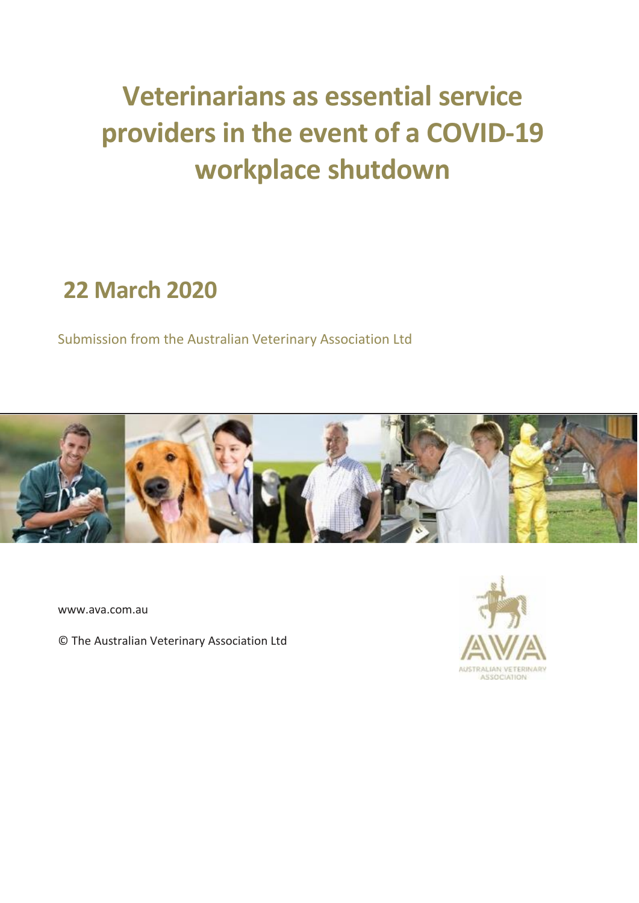# Veterinarians as essential service providers in the event of a COVID-19 workplace shutdown

## 22 March 2020

Submission from the Australian Veterinary Association Ltd

www.ava.com.au

© The Australian Veterinary Association Ltd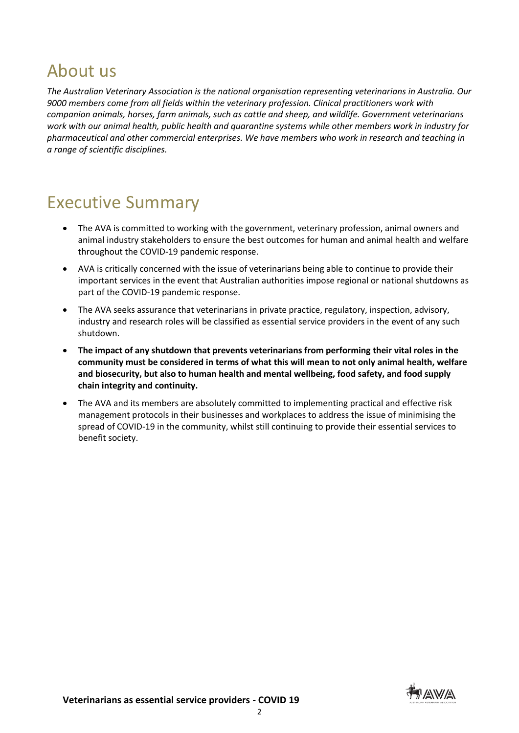## About us

*The Australian Veterinary Association is the national organisation representing veterinarians in Australia. Our 9000 members come from all fields within the veterinary profession. Clinical practitioners work with companion animals, horses, farm animals, such as cattle and sheep, and wildlife. Government veterinarians work with our animal health, public health and quarantine systems while other members work in industry for pharmaceutical and other commercial enterprises. We have members who work in research and teaching in a range of scientific disciplines.*

## Executive Summary

- The AVA is committed to working with the government, veterinary profession, animal owners and animal industry stakeholders to ensure the best outcomes for human and animal health and welfare throughout the COVID-19 pandemic response.
- AVA is critically concerned with the issue of veterinarians being able to continue to provide their important services in the event that Australian authorities impose regional or national shutdowns as part of the COVID-19 pandemic response.
- The AVA seeks assurance that veterinarians in private practice, regulatory, inspection, advisory, industry and research roles will be classified as essential service providers in the event of any such shutdown.
- **The impact of any shutdown that prevents veterinarians from performing their vital roles in the community must be considered in terms of what this will mean to not only animal health, welfare and biosecurity, but also to human health and mental wellbeing, food safety, and food supply chain integrity and continuity.**
- The AVA and its members are absolutely committed to implementing practical and effective risk management protocols in their businesses and workplaces to address the issue of minimising the spread of COVID-19 in the community, whilst still continuing to provide their essential services to benefit society.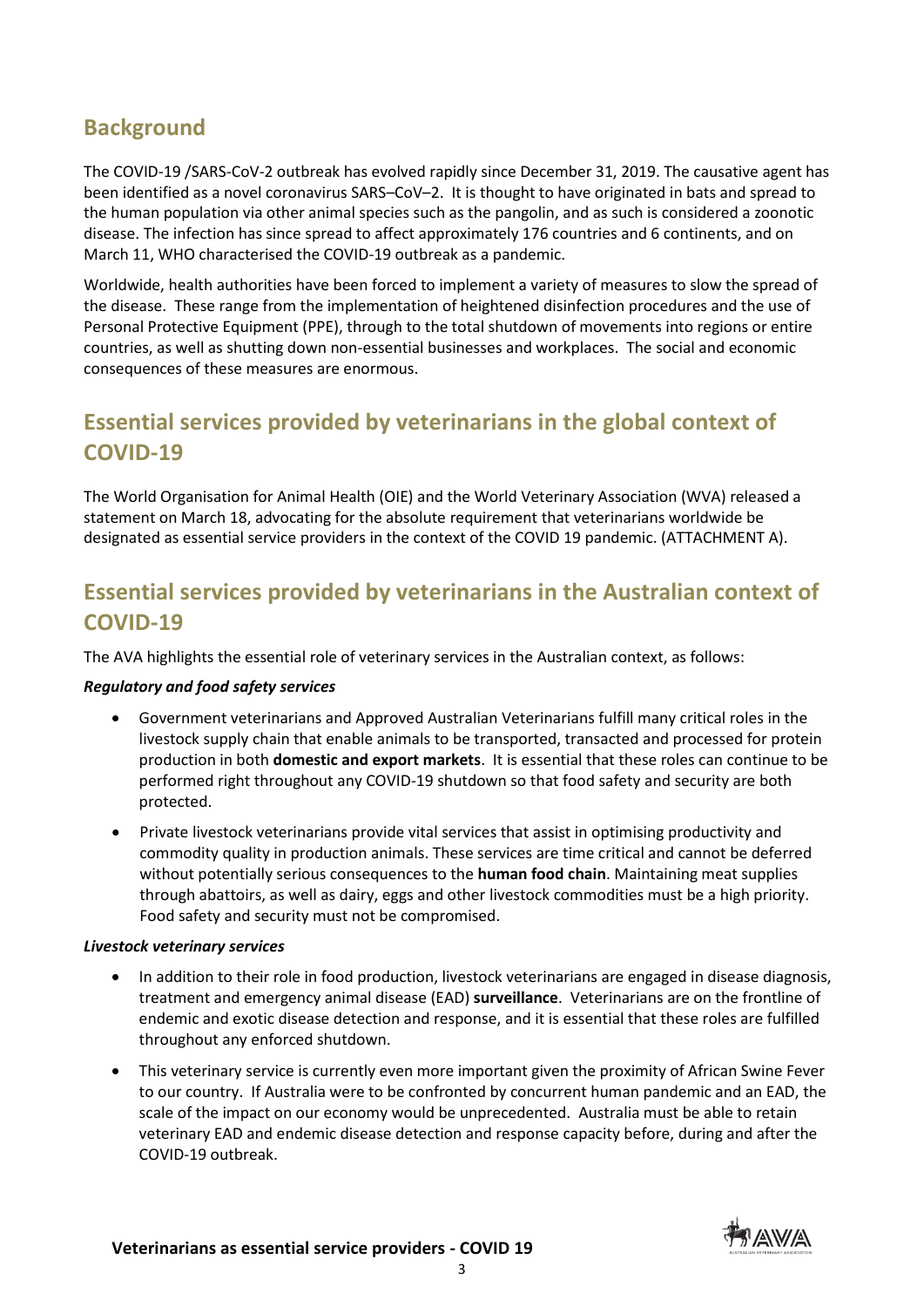## Background

The COVID-19 /SARS-CoV-2 outbreak has evolved rapidly since December 31, 2019. The causative agent has been identified as a novel coronavirus SARS–CoV–2. It is thought to have originated in bats and spread to the human population via other animal species such as the pangolin, and as such is considered a zoonotic disease. The infection has since spread to affect approximately 176 countries and 6 continents, and on March 11, WHO characterised the COVID-19 outbreak as a pandemic.

Worldwide, health authorities have been forced to implement a variety of measures to slow the spread of the disease. These range from the implementation of heightened disinfection procedures and the use of Personal Protective Equipment (PPE), through to the total shutdown of movements into regions or entire countries, as well as shutting down non-essential businesses and workplaces. The social and economic consequences of these measures are enormous.

## Essential services provided by veterinarians in the global context of COVID-19

The World Organisation for Animal Health (OIE) and the World Veterinary Association (WVA) released a statement on March 18, advocating for the absolute requirement that veterinarians worldwide be designated as essential service providers in the context of the COVID 19 pandemic. (ATTACHMENT A).

## Essential services provided by veterinarians in the Australian context of COVID-19

The AVA highlights the essential role of veterinary services in the Australian context, as follows:

***Regulatory and food safety services***

- Government veterinarians and Approved Australian Veterinarians fulfill many critical roles in the livestock supply chain that enable animals to be transported, transacted and processed for protein production in both **domestic and export markets**. It is essential that these roles can continue to be performed right throughout any COVID-19 shutdown so that food safety and security are both protected.
- Private livestock veterinarians provide vital services that assist in optimising productivity and commodity quality in production animals. These services are time critical and cannot be deferred without potentially serious consequences to the **human food chain**. Maintaining meat supplies through abattoirs, as well as dairy, eggs and other livestock commodities must be a high priority. Food safety and security must not be compromised.

***Livestock veterinary services***

- In addition to their role in food production, livestock veterinarians are engaged in disease diagnosis, treatment and emergency animal disease (EAD) **surveillance**. Veterinarians are on the frontline of endemic and exotic disease detection and response, and it is essential that these roles are fulfilled throughout any enforced shutdown.
- This veterinary service is currently even more important given the proximity of African Swine Fever to our country. If Australia were to be confronted by concurrent human pandemic and an EAD, the scale of the impact on our economy would be unprecedented. Australia must be able to retain veterinary EAD and endemic disease detection and response capacity before, during and after the COVID-19 outbreak.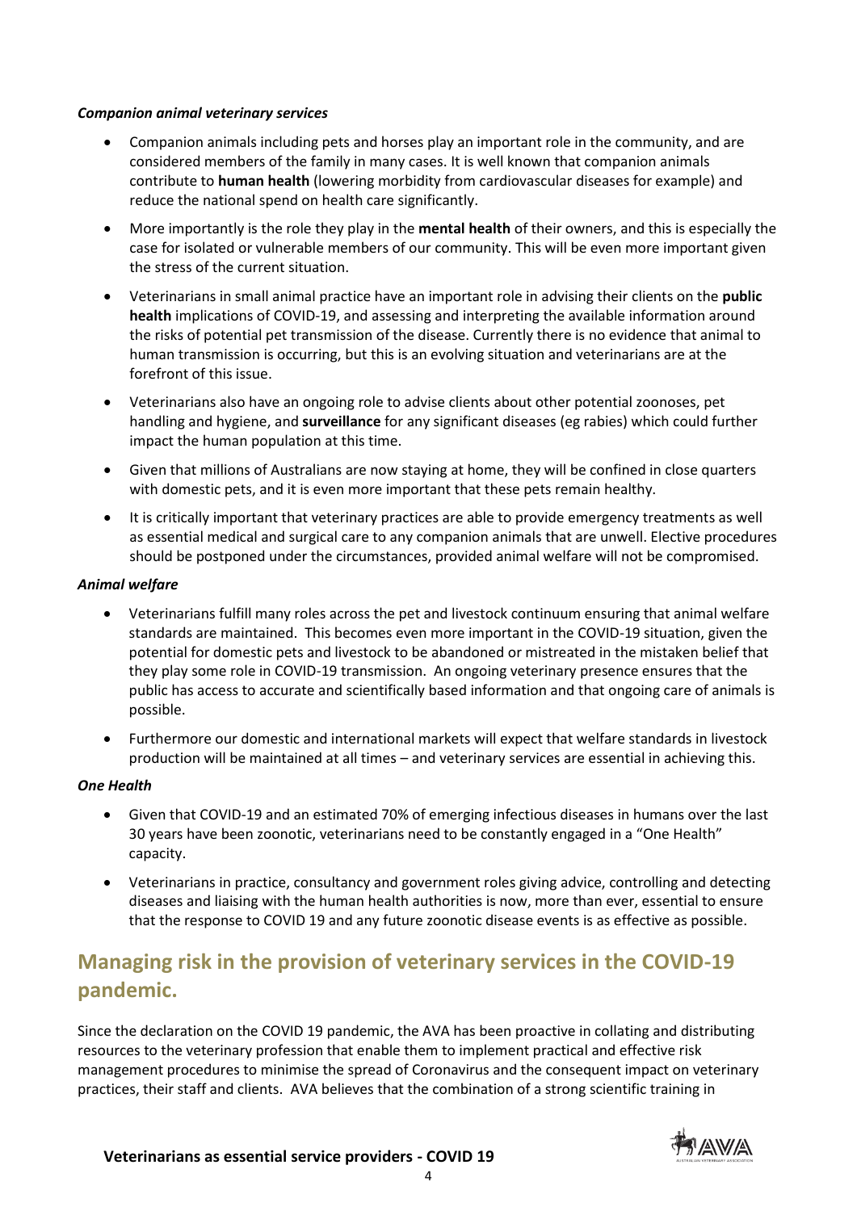***Companion animal veterinary services***

- Companion animals including pets and horses play an important role in the community, and are considered members of the family in many cases. It is well known that companion animals contribute to **human health** (lowering morbidity from cardiovascular diseases for example) and reduce the national spend on health care significantly.
- More importantly is the role they play in the **mental health** of their owners, and this is especially the case for isolated or vulnerable members of our community. This will be even more important given the stress of the current situation.
- Veterinarians in small animal practice have an important role in advising their clients on the **public health** implications of COVID-19, and assessing and interpreting the available information around the risks of potential pet transmission of the disease. Currently there is no evidence that animal to human transmission is occurring, but this is an evolving situation and veterinarians are at the forefront of this issue.
- Veterinarians also have an ongoing role to advise clients about other potential zoonoses, pet handling and hygiene, and **surveillance** for any significant diseases (eg rabies) which could further impact the human population at this time.
- Given that millions of Australians are now staying at home, they will be confined in close quarters with domestic pets, and it is even more important that these pets remain healthy.
- It is critically important that veterinary practices are able to provide emergency treatments as well as essential medical and surgical care to any companion animals that are unwell. Elective procedures should be postponed under the circumstances, provided animal welfare will not be compromised.

***Animal welfare***

- Veterinarians fulfill many roles across the pet and livestock continuum ensuring that animal welfare standards are maintained. This becomes even more important in the COVID-19 situation, given the potential for domestic pets and livestock to be abandoned or mistreated in the mistaken belief that they play some role in COVID-19 transmission. An ongoing veterinary presence ensures that the public has access to accurate and scientifically based information and that ongoing care of animals is possible.
- Furthermore our domestic and international markets will expect that welfare standards in livestock production will be maintained at all times – and veterinary services are essential in achieving this.

***One Health***

- Given that COVID-19 and an estimated 70% of emerging infectious diseases in humans over the last 30 years have been zoonotic, veterinarians need to be constantly engaged in a "One Health" capacity.
- Veterinarians in practice, consultancy and government roles giving advice, controlling and detecting diseases and liaising with the human health authorities is now, more than ever, essential to ensure that the response to COVID 19 and any future zoonotic disease events is as effective as possible.

## Managing risk in the provision of veterinary services in the COVID-19 pandemic.

Since the declaration on the COVID 19 pandemic, the AVA has been proactive in collating and distributing resources to the veterinary profession that enable them to implement practical and effective risk management procedures to minimise the spread of Coronavirus and the consequent impact on veterinary practices, their staff and clients. AVA believes that the combination of a strong scientific training in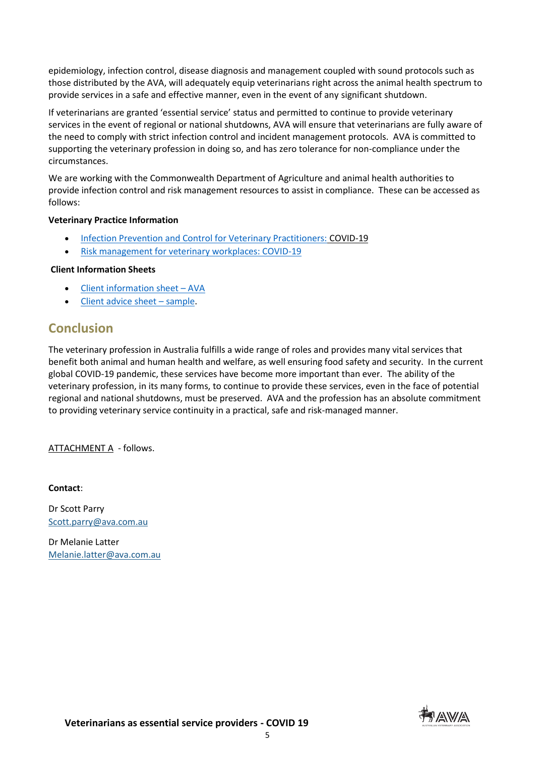epidemiology, infection control, disease diagnosis and management coupled with sound protocols such as those distributed by the AVA, will adequately equip veterinarians right across the animal health spectrum to provide services in a safe and effective manner, even in the event of any significant shutdown.

If veterinarians are granted 'essential service' status and permitted to continue to provide veterinary services in the event of regional or national shutdowns, AVA will ensure that veterinarians are fully aware of the need to comply with strict infection control and incident management protocols. AVA is committed to supporting the veterinary profession in doing so, and has zero tolerance for non-compliance under the circumstances.

We are working with the Commonwealth Department of Agriculture and animal health authorities to provide infection control and risk management resources to assist in compliance. These can be accessed as follows:

**Veterinary Practice Information**

- Infection Prevention and Control for Veterinary Practitioners: COVID-19
- Risk management for veterinary workplaces: COVID-19

**Client Information Sheets**

- Client information sheet – AVA
- Client advice sheet – sample.

## Conclusion

The veterinary profession in Australia fulfills a wide range of roles and provides many vital services that benefit both animal and human health and welfare, as well ensuring food safety and security. In the current global COVID-19 pandemic, these services have become more important than ever. The ability of the veterinary profession, in its many forms, to continue to provide these services, even in the face of potential regional and national shutdowns, must be preserved. AVA and the profession has an absolute commitment to providing veterinary service continuity in a practical, safe and risk-managed manner.

ATTACHMENT A - follows.

**Contact**:

Dr Scott Parry
Scott.parry@ava.com.au

Dr Melanie Latter
Melanie.latter@ava.com.au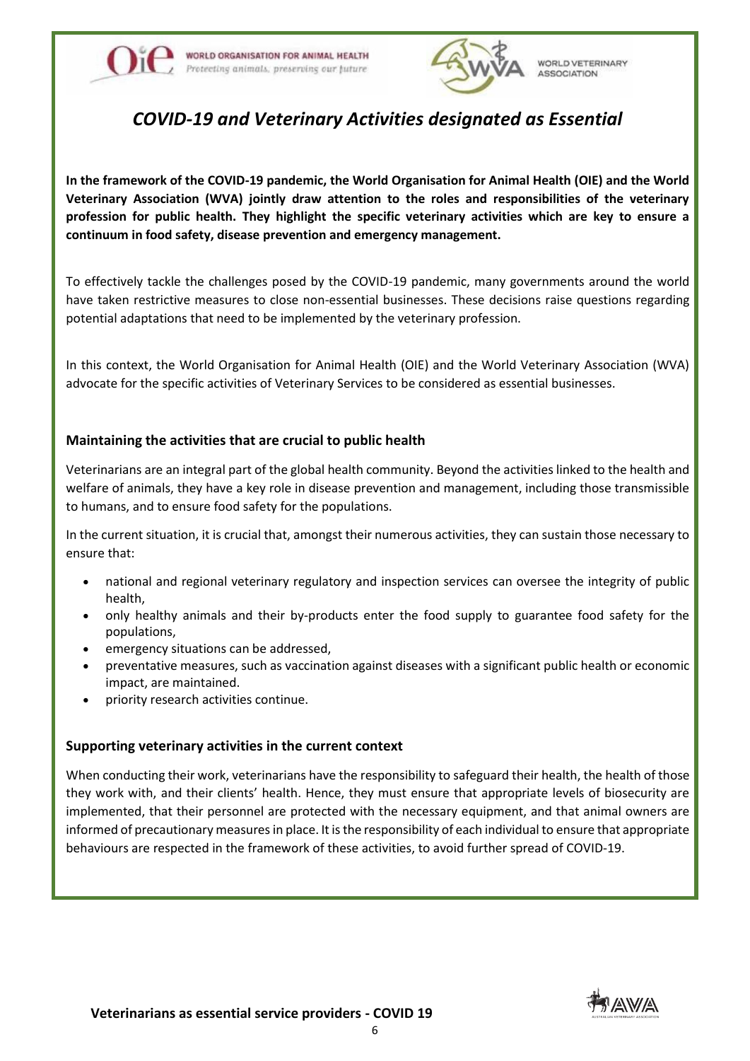WORLD ORGANISATION FOR ANIMAL HEALTH
*Protecting animals, preserving our future*

WORLD VETERINARY ASSOCIATION

# *COVID-19 and Veterinary Activities designated as Essential*

**In the framework of the COVID-19 pandemic, the World Organisation for Animal Health (OIE) and the World Veterinary Association (WVA) jointly draw attention to the roles and responsibilities of the veterinary profession for public health. They highlight the specific veterinary activities which are key to ensure a continuum in food safety, disease prevention and emergency management.**

To effectively tackle the challenges posed by the COVID-19 pandemic, many governments around the world have taken restrictive measures to close non-essential businesses. These decisions raise questions regarding potential adaptations that need to be implemented by the veterinary profession.

In this context, the World Organisation for Animal Health (OIE) and the World Veterinary Association (WVA) advocate for the specific activities of Veterinary Services to be considered as essential businesses.

## Maintaining the activities that are crucial to public health

Veterinarians are an integral part of the global health community. Beyond the activities linked to the health and welfare of animals, they have a key role in disease prevention and management, including those transmissible to humans, and to ensure food safety for the populations.

In the current situation, it is crucial that, amongst their numerous activities, they can sustain those necessary to ensure that:

- national and regional veterinary regulatory and inspection services can oversee the integrity of public health,
- only healthy animals and their by-products enter the food supply to guarantee food safety for the populations,
- emergency situations can be addressed,
- preventative measures, such as vaccination against diseases with a significant public health or economic impact, are maintained.
- priority research activities continue.

## Supporting veterinary activities in the current context

When conducting their work, veterinarians have the responsibility to safeguard their health, the health of those they work with, and their clients' health. Hence, they must ensure that appropriate levels of biosecurity are implemented, that their personnel are protected with the necessary equipment, and that animal owners are informed of precautionary measures in place. It is the responsibility of each individual to ensure that appropriate behaviours are respected in the framework of these activities, to avoid further spread of COVID-19.